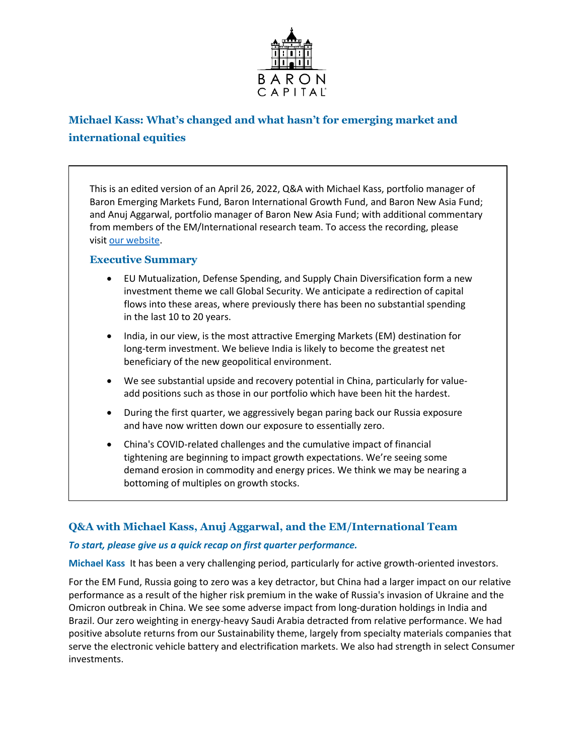BARON CAPITAL

# Michael Kass: What's changed and what hasn't for emerging market and international equities

This is an edited version of an April 26, 2022, Q&A with Michael Kass, portfolio manager of Baron Emerging Markets Fund, Baron International Growth Fund, and Baron New Asia Fund; and Anuj Aggarwal, portfolio manager of Baron New Asia Fund; with additional commentary from members of the EM/International research team. To access the recording, please visit [our website](our website).

### Executive Summary

- EU Mutualization, Defense Spending, and Supply Chain Diversification form a new investment theme we call Global Security. We anticipate a redirection of capital flows into these areas, where previously there has been no substantial spending in the last 10 to 20 years.
- India, in our view, is the most attractive Emerging Markets (EM) destination for long-term investment. We believe India is likely to become the greatest net beneficiary of the new geopolitical environment.
- We see substantial upside and recovery potential in China, particularly for value-add positions such as those in our portfolio which have been hit the hardest.
- During the first quarter, we aggressively began paring back our Russia exposure and have now written down our exposure to essentially zero.
- China's COVID-related challenges and the cumulative impact of financial tightening are beginning to impact growth expectations. We're seeing some demand erosion in commodity and energy prices. We think we may be nearing a bottoming of multiples on growth stocks.

## Q&A with Michael Kass, Anuj Aggarwal, and the EM/International Team

***To start, please give us a quick recap on first quarter performance.***

**Michael Kass** It has been a very challenging period, particularly for active growth-oriented investors.

For the EM Fund, Russia going to zero was a key detractor, but China had a larger impact on our relative performance as a result of the higher risk premium in the wake of Russia's invasion of Ukraine and the Omicron outbreak in China. We see some adverse impact from long-duration holdings in India and Brazil. Our zero weighting in energy-heavy Saudi Arabia detracted from relative performance. We had positive absolute returns from our Sustainability theme, largely from specialty materials companies that serve the electronic vehicle battery and electrification markets. We also had strength in select Consumer investments.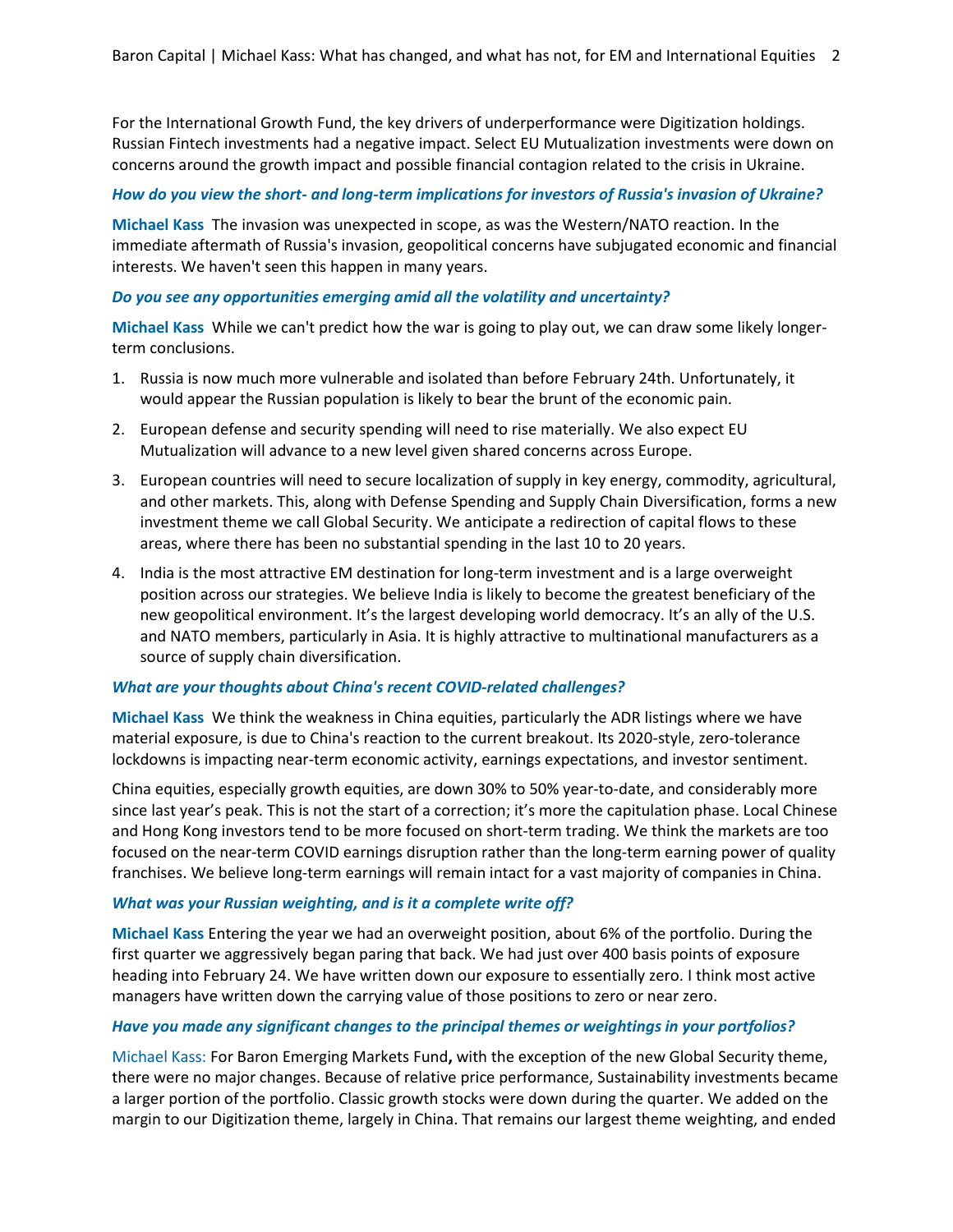For the International Growth Fund, the key drivers of underperformance were Digitization holdings. Russian Fintech investments had a negative impact. Select EU Mutualization investments were down on concerns around the growth impact and possible financial contagion related to the crisis in Ukraine.

***How do you view the short- and long-term implications for investors of Russia's invasion of Ukraine?***

**Michael Kass** The invasion was unexpected in scope, as was the Western/NATO reaction. In the immediate aftermath of Russia's invasion, geopolitical concerns have subjugated economic and financial interests. We haven't seen this happen in many years.

***Do you see any opportunities emerging amid all the volatility and uncertainty?***

**Michael Kass** While we can't predict how the war is going to play out, we can draw some likely longer-term conclusions.

1. Russia is now much more vulnerable and isolated than before February 24th. Unfortunately, it would appear the Russian population is likely to bear the brunt of the economic pain.
2. European defense and security spending will need to rise materially. We also expect EU Mutualization will advance to a new level given shared concerns across Europe.
3. European countries will need to secure localization of supply in key energy, commodity, agricultural, and other markets. This, along with Defense Spending and Supply Chain Diversification, forms a new investment theme we call Global Security. We anticipate a redirection of capital flows to these areas, where there has been no substantial spending in the last 10 to 20 years.
4. India is the most attractive EM destination for long-term investment and is a large overweight position across our strategies. We believe India is likely to become the greatest beneficiary of the new geopolitical environment. It's the largest developing world democracy. It's an ally of the U.S. and NATO members, particularly in Asia. It is highly attractive to multinational manufacturers as a source of supply chain diversification.

***What are your thoughts about China's recent COVID-related challenges?***

**Michael Kass** We think the weakness in China equities, particularly the ADR listings where we have material exposure, is due to China's reaction to the current breakout. Its 2020-style, zero-tolerance lockdowns is impacting near-term economic activity, earnings expectations, and investor sentiment.

China equities, especially growth equities, are down 30% to 50% year-to-date, and considerably more since last year's peak. This is not the start of a correction; it's more the capitulation phase. Local Chinese and Hong Kong investors tend to be more focused on short-term trading. We think the markets are too focused on the near-term COVID earnings disruption rather than the long-term earning power of quality franchises. We believe long-term earnings will remain intact for a vast majority of companies in China.

***What was your Russian weighting, and is it a complete write off?***

**Michael Kass** Entering the year we had an overweight position, about 6% of the portfolio. During the first quarter we aggressively began paring that back. We had just over 400 basis points of exposure heading into February 24. We have written down our exposure to essentially zero. I think most active managers have written down the carrying value of those positions to zero or near zero.

***Have you made any significant changes to the principal themes or weightings in your portfolios?***

Michael Kass: For Baron Emerging Markets Fund**,** with the exception of the new Global Security theme, there were no major changes. Because of relative price performance, Sustainability investments became a larger portion of the portfolio. Classic growth stocks were down during the quarter. We added on the margin to our Digitization theme, largely in China. That remains our largest theme weighting, and ended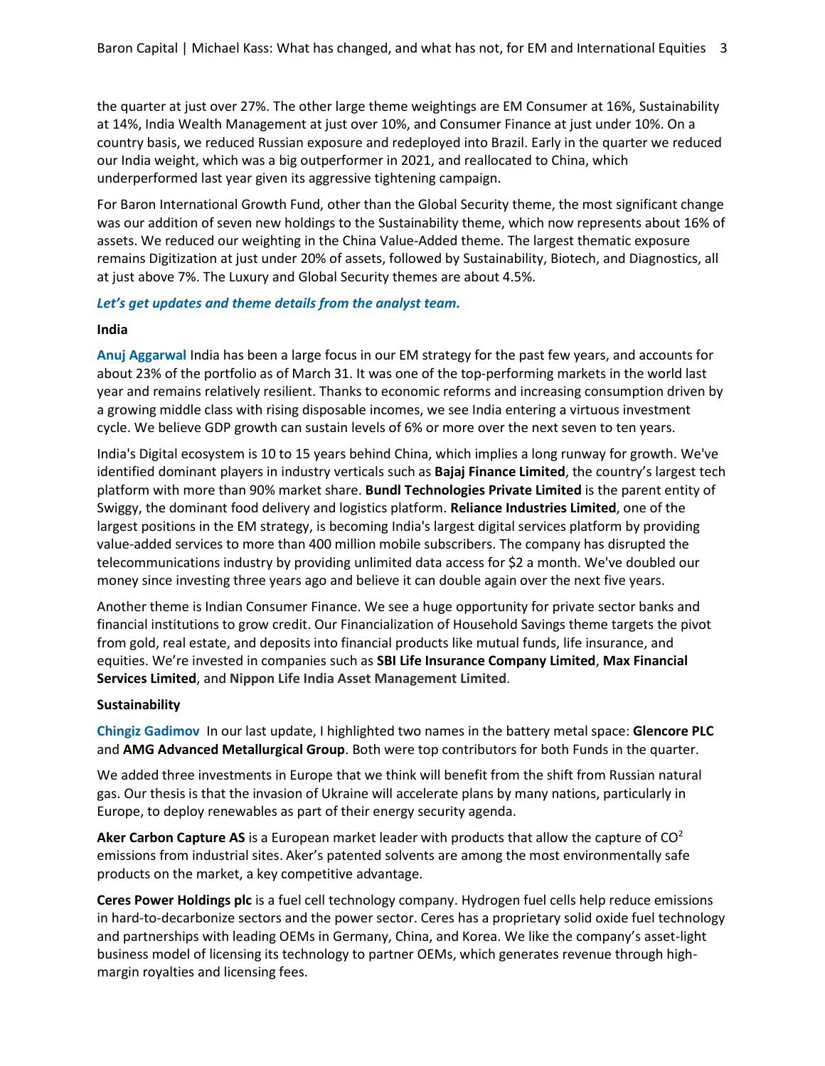the quarter at just over 27%. The other large theme weightings are EM Consumer at 16%, Sustainability at 14%, India Wealth Management at just over 10%, and Consumer Finance at just under 10%. On a country basis, we reduced Russian exposure and redeployed into Brazil. Early in the quarter we reduced our India weight, which was a big outperformer in 2021, and reallocated to China, which underperformed last year given its aggressive tightening campaign.

For Baron International Growth Fund, other than the Global Security theme, the most significant change was our addition of seven new holdings to the Sustainability theme, which now represents about 16% of assets. We reduced our weighting in the China Value-Added theme. The largest thematic exposure remains Digitization at just under 20% of assets, followed by Sustainability, Biotech, and Diagnostics, all at just above 7%. The Luxury and Global Security themes are about 4.5%.

***Let's get updates and theme details from the analyst team.***

**India**

**Anuj Aggarwal** India has been a large focus in our EM strategy for the past few years, and accounts for about 23% of the portfolio as of March 31. It was one of the top-performing markets in the world last year and remains relatively resilient. Thanks to economic reforms and increasing consumption driven by a growing middle class with rising disposable incomes, we see India entering a virtuous investment cycle. We believe GDP growth can sustain levels of 6% or more over the next seven to ten years.

India's Digital ecosystem is 10 to 15 years behind China, which implies a long runway for growth. We've identified dominant players in industry verticals such as **Bajaj Finance Limited**, the country's largest tech platform with more than 90% market share. **Bundl Technologies Private Limited** is the parent entity of Swiggy, the dominant food delivery and logistics platform. **Reliance Industries Limited**, one of the largest positions in the EM strategy, is becoming India's largest digital services platform by providing value-added services to more than 400 million mobile subscribers. The company has disrupted the telecommunications industry by providing unlimited data access for $2 a month. We've doubled our money since investing three years ago and believe it can double again over the next five years.

Another theme is Indian Consumer Finance. We see a huge opportunity for private sector banks and financial institutions to grow credit. Our Financialization of Household Savings theme targets the pivot from gold, real estate, and deposits into financial products like mutual funds, life insurance, and equities. We're invested in companies such as **SBI Life Insurance Company Limited**, **Max Financial Services Limited**, and **Nippon Life India Asset Management Limited**.

**Sustainability**

**Chingiz Gadimov** In our last update, I highlighted two names in the battery metal space: **Glencore PLC** and **AMG Advanced Metallurgical Group**. Both were top contributors for both Funds in the quarter.

We added three investments in Europe that we think will benefit from the shift from Russian natural gas. Our thesis is that the invasion of Ukraine will accelerate plans by many nations, particularly in Europe, to deploy renewables as part of their energy security agenda.

**Aker Carbon Capture AS** is a European market leader with products that allow the capture of $CO^2$ emissions from industrial sites. Aker's patented solvents are among the most environmentally safe products on the market, a key competitive advantage.

**Ceres Power Holdings plc** is a fuel cell technology company. Hydrogen fuel cells help reduce emissions in hard-to-decarbonize sectors and the power sector. Ceres has a proprietary solid oxide fuel technology and partnerships with leading OEMs in Germany, China, and Korea. We like the company's asset-light business model of licensing its technology to partner OEMs, which generates revenue through high-margin royalties and licensing fees.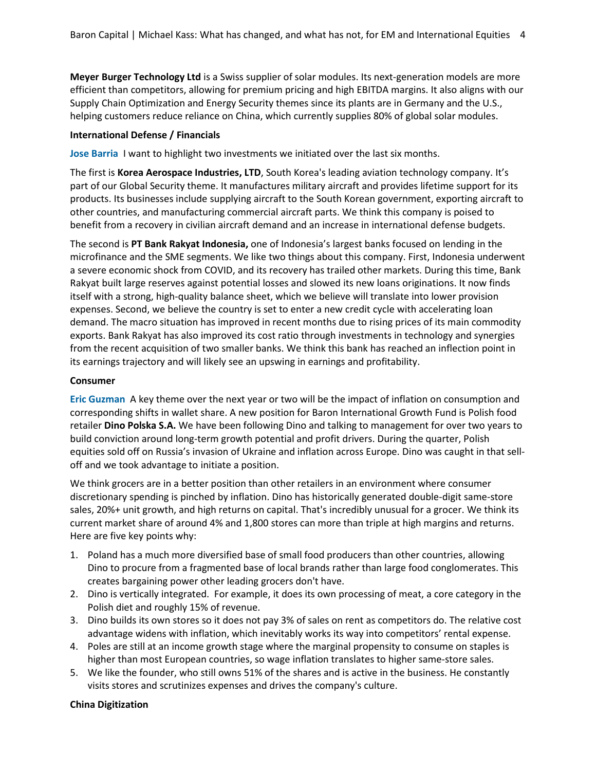**Meyer Burger Technology Ltd** is a Swiss supplier of solar modules. Its next-generation models are more efficient than competitors, allowing for premium pricing and high EBITDA margins. It also aligns with our Supply Chain Optimization and Energy Security themes since its plants are in Germany and the U.S., helping customers reduce reliance on China, which currently supplies 80% of global solar modules.

**International Defense / Financials**

**Jose Barria** I want to highlight two investments we initiated over the last six months.

The first is **Korea Aerospace Industries, LTD**, South Korea's leading aviation technology company. It's part of our Global Security theme. It manufactures military aircraft and provides lifetime support for its products. Its businesses include supplying aircraft to the South Korean government, exporting aircraft to other countries, and manufacturing commercial aircraft parts. We think this company is poised to benefit from a recovery in civilian aircraft demand and an increase in international defense budgets.

The second is **PT Bank Rakyat Indonesia,** one of Indonesia's largest banks focused on lending in the microfinance and the SME segments. We like two things about this company. First, Indonesia underwent a severe economic shock from COVID, and its recovery has trailed other markets. During this time, Bank Rakyat built large reserves against potential losses and slowed its new loans originations. It now finds itself with a strong, high-quality balance sheet, which we believe will translate into lower provision expenses. Second, we believe the country is set to enter a new credit cycle with accelerating loan demand. The macro situation has improved in recent months due to rising prices of its main commodity exports. Bank Rakyat has also improved its cost ratio through investments in technology and synergies from the recent acquisition of two smaller banks. We think this bank has reached an inflection point in its earnings trajectory and will likely see an upswing in earnings and profitability.

**Consumer**

**Eric Guzman** A key theme over the next year or two will be the impact of inflation on consumption and corresponding shifts in wallet share. A new position for Baron International Growth Fund is Polish food retailer **Dino Polska S.A.** We have been following Dino and talking to management for over two years to build conviction around long-term growth potential and profit drivers. During the quarter, Polish equities sold off on Russia's invasion of Ukraine and inflation across Europe. Dino was caught in that sell-off and we took advantage to initiate a position.

We think grocers are in a better position than other retailers in an environment where consumer discretionary spending is pinched by inflation. Dino has historically generated double-digit same-store sales, 20%+ unit growth, and high returns on capital. That's incredibly unusual for a grocer. We think its current market share of around 4% and 1,800 stores can more than triple at high margins and returns. Here are five key points why:

1. Poland has a much more diversified base of small food producers than other countries, allowing Dino to procure from a fragmented base of local brands rather than large food conglomerates. This creates bargaining power other leading grocers don't have.
2. Dino is vertically integrated. For example, it does its own processing of meat, a core category in the Polish diet and roughly 15% of revenue.
3. Dino builds its own stores so it does not pay 3% of sales on rent as competitors do. The relative cost advantage widens with inflation, which inevitably works its way into competitors' rental expense.
4. Poles are still at an income growth stage where the marginal propensity to consume on staples is higher than most European countries, so wage inflation translates to higher same-store sales.
5. We like the founder, who still owns 51% of the shares and is active in the business. He constantly visits stores and scrutinizes expenses and drives the company's culture.

**China Digitization**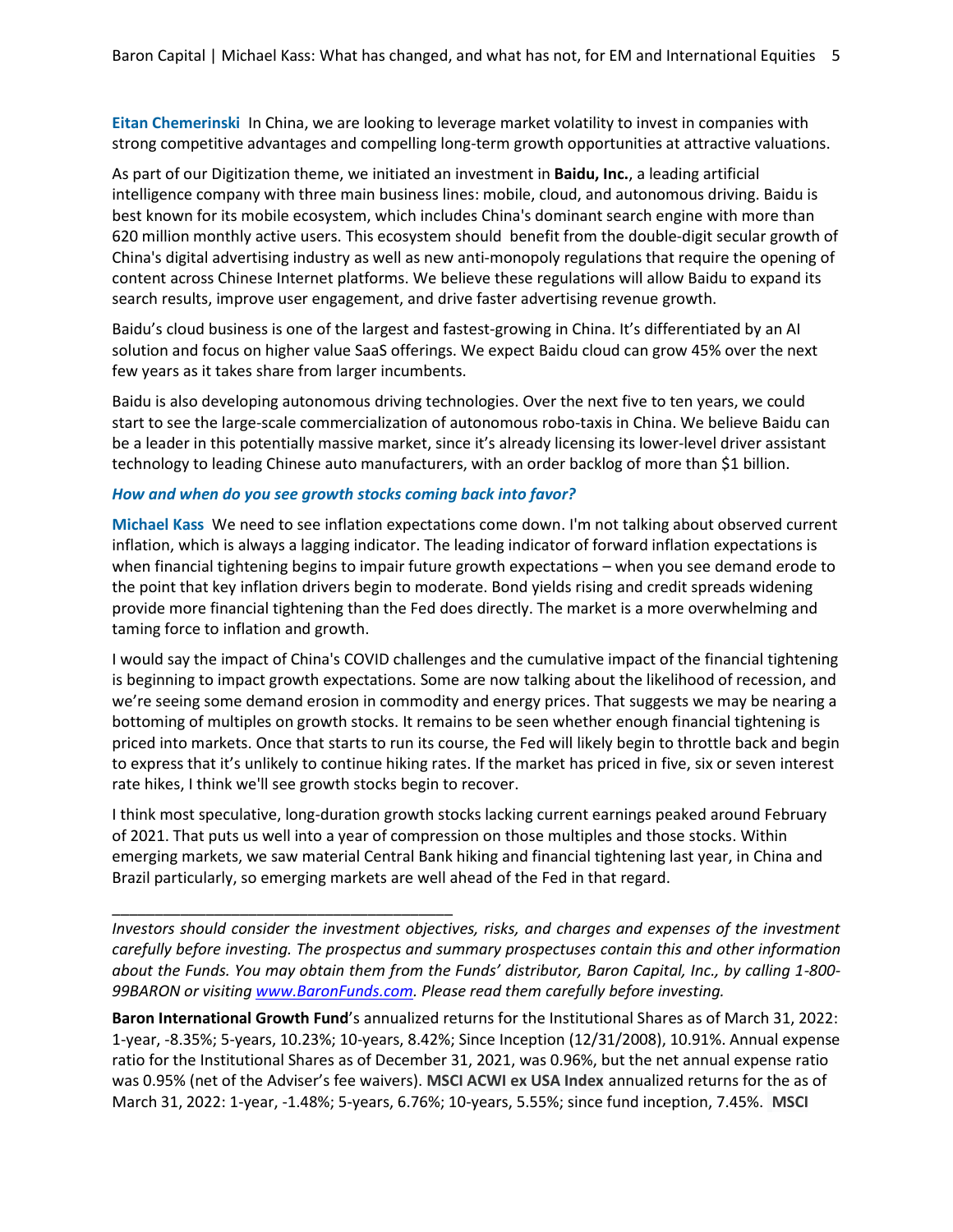**Eitan Chemerinski** In China, we are looking to leverage market volatility to invest in companies with strong competitive advantages and compelling long-term growth opportunities at attractive valuations.

As part of our Digitization theme, we initiated an investment in **Baidu, Inc.**, a leading artificial intelligence company with three main business lines: mobile, cloud, and autonomous driving. Baidu is best known for its mobile ecosystem, which includes China's dominant search engine with more than 620 million monthly active users. This ecosystem should benefit from the double-digit secular growth of China's digital advertising industry as well as new anti-monopoly regulations that require the opening of content across Chinese Internet platforms. We believe these regulations will allow Baidu to expand its search results, improve user engagement, and drive faster advertising revenue growth.

Baidu's cloud business is one of the largest and fastest-growing in China. It's differentiated by an AI solution and focus on higher value SaaS offerings. We expect Baidu cloud can grow 45% over the next few years as it takes share from larger incumbents.

Baidu is also developing autonomous driving technologies. Over the next five to ten years, we could start to see the large-scale commercialization of autonomous robo-taxis in China. We believe Baidu can be a leader in this potentially massive market, since it's already licensing its lower-level driver assistant technology to leading Chinese auto manufacturers, with an order backlog of more than $1 billion.

***How and when do you see growth stocks coming back into favor?***

**Michael Kass** We need to see inflation expectations come down. I'm not talking about observed current inflation, which is always a lagging indicator. The leading indicator of forward inflation expectations is when financial tightening begins to impair future growth expectations – when you see demand erode to the point that key inflation drivers begin to moderate. Bond yields rising and credit spreads widening provide more financial tightening than the Fed does directly. The market is a more overwhelming and taming force to inflation and growth.

I would say the impact of China's COVID challenges and the cumulative impact of the financial tightening is beginning to impact growth expectations. Some are now talking about the likelihood of recession, and we're seeing some demand erosion in commodity and energy prices. That suggests we may be nearing a bottoming of multiples on growth stocks. It remains to be seen whether enough financial tightening is priced into markets. Once that starts to run its course, the Fed will likely begin to throttle back and begin to express that it's unlikely to continue hiking rates. If the market has priced in five, six or seven interest rate hikes, I think we'll see growth stocks begin to recover.

I think most speculative, long-duration growth stocks lacking current earnings peaked around February of 2021. That puts us well into a year of compression on those multiples and those stocks. Within emerging markets, we saw material Central Bank hiking and financial tightening last year, in China and Brazil particularly, so emerging markets are well ahead of the Fed in that regard.

---

*Investors should consider the investment objectives, risks, and charges and expenses of the investment carefully before investing. The prospectus and summary prospectuses contain this and other information about the Funds. You may obtain them from the Funds' distributor, Baron Capital, Inc., by calling 1-800-99BARON or visiting [www.BaronFunds.com](www.BaronFunds.com). Please read them carefully before investing.*

**Baron International Growth Fund**'s annualized returns for the Institutional Shares as of March 31, 2022: 1-year, -8.35%; 5-years, 10.23%; 10-years, 8.42%; Since Inception (12/31/2008), 10.91%. Annual expense ratio for the Institutional Shares as of December 31, 2021, was 0.96%, but the net annual expense ratio was 0.95% (net of the Adviser's fee waivers). **MSCI ACWI ex USA Index** annualized returns for the as of March 31, 2022: 1-year, -1.48%; 5-years, 6.76%; 10-years, 5.55%; since fund inception, 7.45%. **MSCI**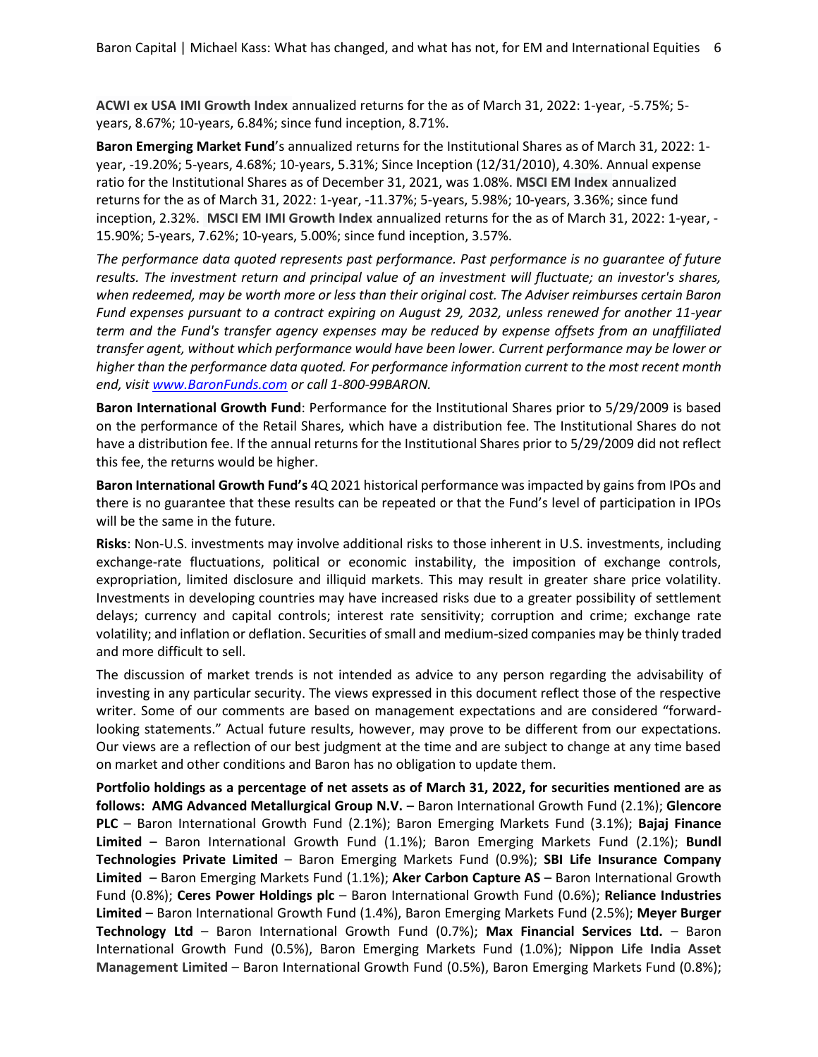**ACWI ex USA IMI Growth Index** annualized returns for the as of March 31, 2022: 1-year, -5.75%; 5-years, 8.67%; 10-years, 6.84%; since fund inception, 8.71%.

**Baron Emerging Market Fund**'s annualized returns for the Institutional Shares as of March 31, 2022: 1-year, -19.20%; 5-years, 4.68%; 10-years, 5.31%; Since Inception (12/31/2010), 4.30%. Annual expense ratio for the Institutional Shares as of December 31, 2021, was 1.08%. **MSCI EM Index** annualized returns for the as of March 31, 2022: 1-year, -11.37%; 5-years, 5.98%; 10-years, 3.36%; since fund inception, 2.32%. **MSCI EM IMI Growth Index** annualized returns for the as of March 31, 2022: 1-year, -15.90%; 5-years, 7.62%; 10-years, 5.00%; since fund inception, 3.57%.

*The performance data quoted represents past performance. Past performance is no guarantee of future results. The investment return and principal value of an investment will fluctuate; an investor's shares, when redeemed, may be worth more or less than their original cost. The Adviser reimburses certain Baron Fund expenses pursuant to a contract expiring on August 29, 2032, unless renewed for another 11-year term and the Fund's transfer agency expenses may be reduced by expense offsets from an unaffiliated transfer agent, without which performance would have been lower. Current performance may be lower or higher than the performance data quoted. For performance information current to the most recent month end, visit www.BaronFunds.com or call 1-800-99BARON.*

**Baron International Growth Fund**: Performance for the Institutional Shares prior to 5/29/2009 is based on the performance of the Retail Shares, which have a distribution fee. The Institutional Shares do not have a distribution fee. If the annual returns for the Institutional Shares prior to 5/29/2009 did not reflect this fee, the returns would be higher.

**Baron International Growth Fund's** 4Q 2021 historical performance was impacted by gains from IPOs and there is no guarantee that these results can be repeated or that the Fund's level of participation in IPOs will be the same in the future.

**Risks**: Non-U.S. investments may involve additional risks to those inherent in U.S. investments, including exchange-rate fluctuations, political or economic instability, the imposition of exchange controls, expropriation, limited disclosure and illiquid markets. This may result in greater share price volatility. Investments in developing countries may have increased risks due to a greater possibility of settlement delays; currency and capital controls; interest rate sensitivity; corruption and crime; exchange rate volatility; and inflation or deflation. Securities of small and medium-sized companies may be thinly traded and more difficult to sell.

The discussion of market trends is not intended as advice to any person regarding the advisability of investing in any particular security. The views expressed in this document reflect those of the respective writer. Some of our comments are based on management expectations and are considered "forward-looking statements." Actual future results, however, may prove to be different from our expectations. Our views are a reflection of our best judgment at the time and are subject to change at any time based on market and other conditions and Baron has no obligation to update them.

**Portfolio holdings as a percentage of net assets as of March 31, 2022, for securities mentioned are as follows: AMG Advanced Metallurgical Group N.V.** – Baron International Growth Fund (2.1%); **Glencore PLC** – Baron International Growth Fund (2.1%); Baron Emerging Markets Fund (3.1%); **Bajaj Finance Limited** – Baron International Growth Fund (1.1%); Baron Emerging Markets Fund (2.1%); **Bundl Technologies Private Limited** – Baron Emerging Markets Fund (0.9%); **SBI Life Insurance Company Limited** – Baron Emerging Markets Fund (1.1%); **Aker Carbon Capture AS** – Baron International Growth Fund (0.8%); **Ceres Power Holdings plc** – Baron International Growth Fund (0.6%); **Reliance Industries Limited** – Baron International Growth Fund (1.4%), Baron Emerging Markets Fund (2.5%); **Meyer Burger Technology Ltd** – Baron International Growth Fund (0.7%); **Max Financial Services Ltd.** – Baron International Growth Fund (0.5%), Baron Emerging Markets Fund (1.0%); **Nippon Life India Asset Management Limited** – Baron International Growth Fund (0.5%), Baron Emerging Markets Fund (0.8%);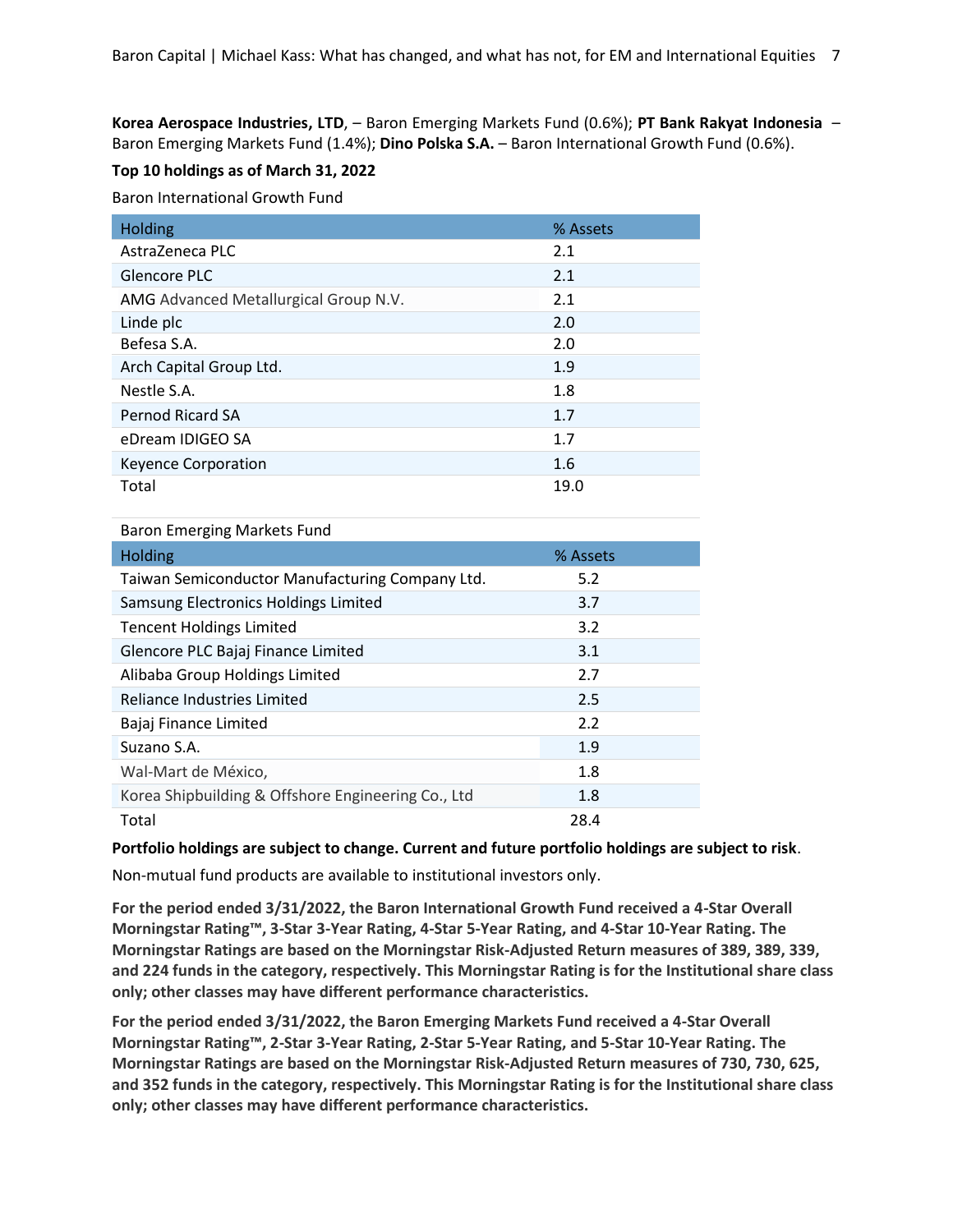**Korea Aerospace Industries, LTD**, – Baron Emerging Markets Fund (0.6%); **PT Bank Rakyat Indonesia** – Baron Emerging Markets Fund (1.4%); **Dino Polska S.A.** – Baron International Growth Fund (0.6%).

**Top 10 holdings as of March 31, 2022**

Baron International Growth Fund

| Holding | % Assets |
|---|---|
| AstraZeneca PLC | 2.1 |
| Glencore PLC | 2.1 |
| AMG Advanced Metallurgical Group N.V. | 2.1 |
| Linde plc | 2.0 |
| Befesa S.A. | 2.0 |
| Arch Capital Group Ltd. | 1.9 |
| Nestle S.A. | 1.8 |
| Pernod Ricard SA | 1.7 |
| eDream IDIGEO SA | 1.7 |
| Keyence Corporation | 1.6 |
| Total | 19.0 |

Baron Emerging Markets Fund

| Holding | % Assets |
|---|---|
| Taiwan Semiconductor Manufacturing Company Ltd. | 5.2 |
| Samsung Electronics Holdings Limited | 3.7 |
| Tencent Holdings Limited | 3.2 |
| Glencore PLC Bajaj Finance Limited | 3.1 |
| Alibaba Group Holdings Limited | 2.7 |
| Reliance Industries Limited | 2.5 |
| Bajaj Finance Limited | 2.2 |
| Suzano S.A. | 1.9 |
| Wal-Mart de México, | 1.8 |
| Korea Shipbuilding & Offshore Engineering Co., Ltd | 1.8 |
| Total | 28.4 |

**Portfolio holdings are subject to change. Current and future portfolio holdings are subject to risk**.

Non-mutual fund products are available to institutional investors only.

**For the period ended 3/31/2022, the Baron International Growth Fund received a 4-Star Overall Morningstar Rating™, 3-Star 3-Year Rating, 4-Star 5-Year Rating, and 4-Star 10-Year Rating. The Morningstar Ratings are based on the Morningstar Risk-Adjusted Return measures of 389, 389, 339, and 224 funds in the category, respectively. This Morningstar Rating is for the Institutional share class only; other classes may have different performance characteristics.**

**For the period ended 3/31/2022, the Baron Emerging Markets Fund received a 4-Star Overall Morningstar Rating™, 2-Star 3-Year Rating, 2-Star 5-Year Rating, and 5-Star 10-Year Rating. The Morningstar Ratings are based on the Morningstar Risk-Adjusted Return measures of 730, 730, 625, and 352 funds in the category, respectively. This Morningstar Rating is for the Institutional share class only; other classes may have different performance characteristics.**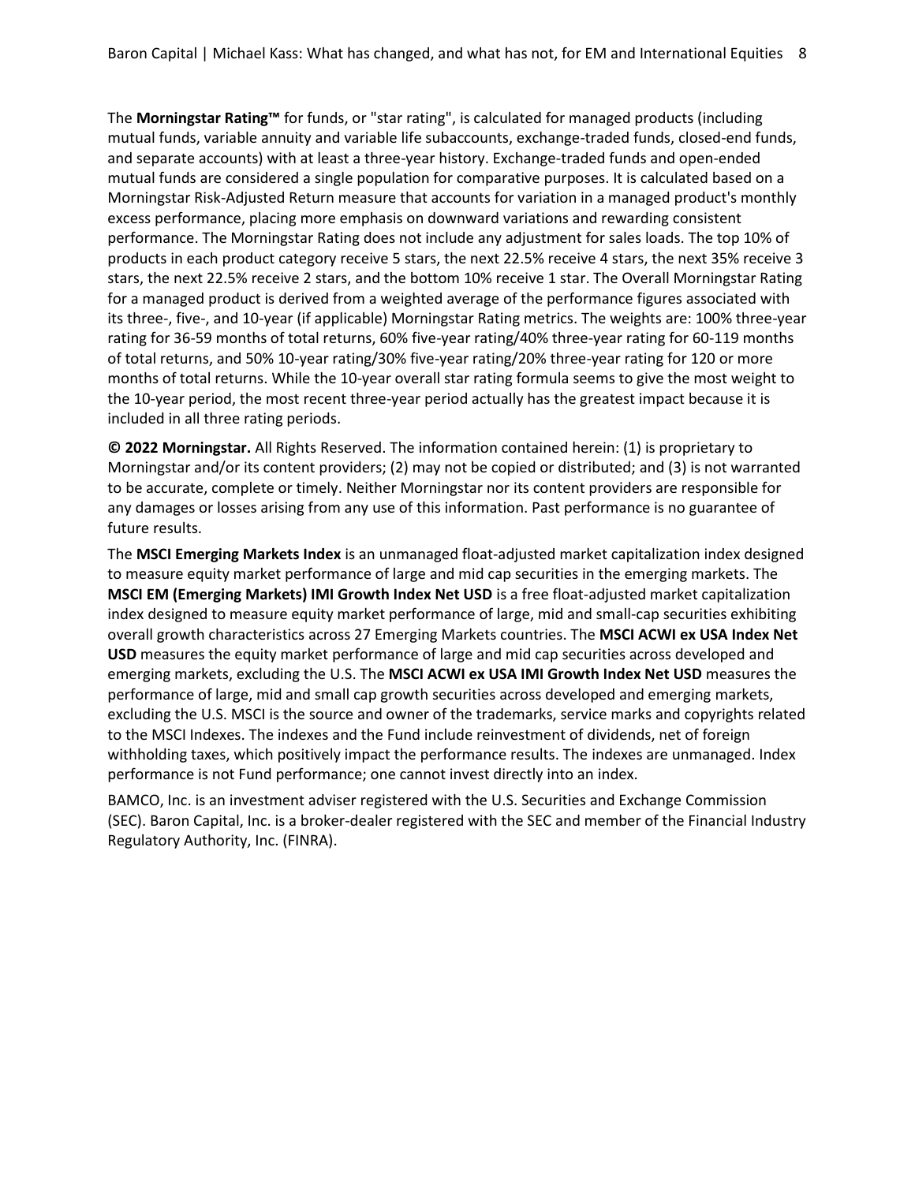The **Morningstar Rating™** for funds, or "star rating", is calculated for managed products (including mutual funds, variable annuity and variable life subaccounts, exchange-traded funds, closed-end funds, and separate accounts) with at least a three-year history. Exchange-traded funds and open-ended mutual funds are considered a single population for comparative purposes. It is calculated based on a Morningstar Risk-Adjusted Return measure that accounts for variation in a managed product's monthly excess performance, placing more emphasis on downward variations and rewarding consistent performance. The Morningstar Rating does not include any adjustment for sales loads. The top 10% of products in each product category receive 5 stars, the next 22.5% receive 4 stars, the next 35% receive 3 stars, the next 22.5% receive 2 stars, and the bottom 10% receive 1 star. The Overall Morningstar Rating for a managed product is derived from a weighted average of the performance figures associated with its three-, five-, and 10-year (if applicable) Morningstar Rating metrics. The weights are: 100% three-year rating for 36-59 months of total returns, 60% five-year rating/40% three-year rating for 60-119 months of total returns, and 50% 10-year rating/30% five-year rating/20% three-year rating for 120 or more months of total returns. While the 10-year overall star rating formula seems to give the most weight to the 10-year period, the most recent three-year period actually has the greatest impact because it is included in all three rating periods.

**© 2022 Morningstar.** All Rights Reserved. The information contained herein: (1) is proprietary to Morningstar and/or its content providers; (2) may not be copied or distributed; and (3) is not warranted to be accurate, complete or timely. Neither Morningstar nor its content providers are responsible for any damages or losses arising from any use of this information. Past performance is no guarantee of future results.

The **MSCI Emerging Markets Index** is an unmanaged float-adjusted market capitalization index designed to measure equity market performance of large and mid cap securities in the emerging markets. The **MSCI EM (Emerging Markets) IMI Growth Index Net USD** is a free float-adjusted market capitalization index designed to measure equity market performance of large, mid and small-cap securities exhibiting overall growth characteristics across 27 Emerging Markets countries. The **MSCI ACWI ex USA Index Net USD** measures the equity market performance of large and mid cap securities across developed and emerging markets, excluding the U.S. The **MSCI ACWI ex USA IMI Growth Index Net USD** measures the performance of large, mid and small cap growth securities across developed and emerging markets, excluding the U.S. MSCI is the source and owner of the trademarks, service marks and copyrights related to the MSCI Indexes. The indexes and the Fund include reinvestment of dividends, net of foreign withholding taxes, which positively impact the performance results. The indexes are unmanaged. Index performance is not Fund performance; one cannot invest directly into an index.

BAMCO, Inc. is an investment adviser registered with the U.S. Securities and Exchange Commission (SEC). Baron Capital, Inc. is a broker-dealer registered with the SEC and member of the Financial Industry Regulatory Authority, Inc. (FINRA).